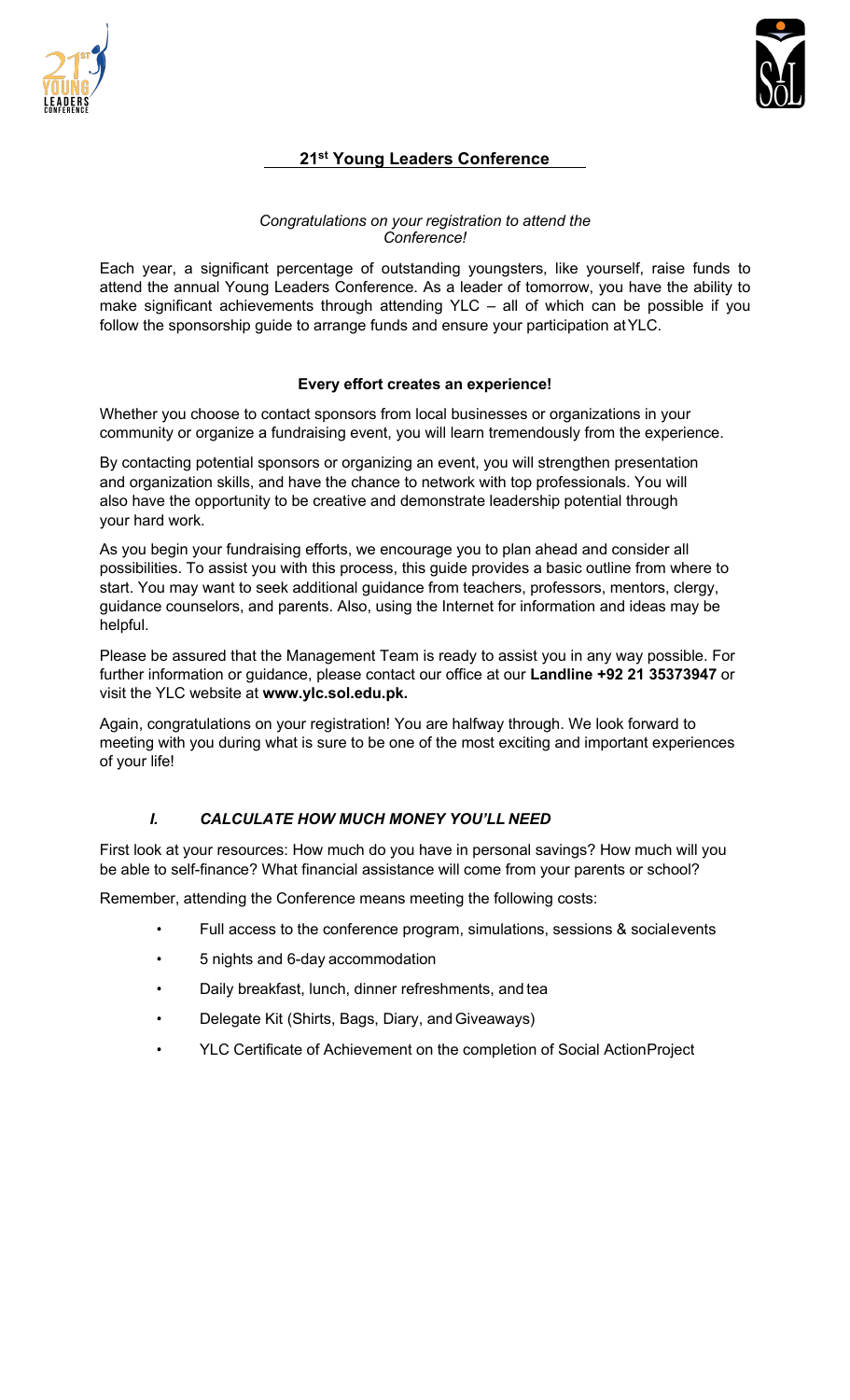# 21st Young Leaders Conference

*Congratulations on your registration to attend the Conference!*

Each year, a significant percentage of outstanding youngsters, like yourself, raise funds to attend the annual Young Leaders Conference. As a leader of tomorrow, you have the ability to make significant achievements through attending YLC – all of which can be possible if you follow the sponsorship guide to arrange funds and ensure your participation at YLC.

**Every effort creates an experience!**

Whether you choose to contact sponsors from local businesses or organizations in your community or organize a fundraising event, you will learn tremendously from the experience.

By contacting potential sponsors or organizing an event, you will strengthen presentation and organization skills, and have the chance to network with top professionals. You will also have the opportunity to be creative and demonstrate leadership potential through your hard work.

As you begin your fundraising efforts, we encourage you to plan ahead and consider all possibilities. To assist you with this process, this guide provides a basic outline from where to start. You may want to seek additional guidance from teachers, professors, mentors, clergy, guidance counselors, and parents. Also, using the Internet for information and ideas may be helpful.

Please be assured that the Management Team is ready to assist you in any way possible. For further information or guidance, please contact our office at our **Landline +92 21 35373947** or visit the YLC website at **www.ylc.sol.edu.pk.**

Again, congratulations on your registration! You are halfway through. We look forward to meeting with you during what is sure to be one of the most exciting and important experiences of your life!

## *I. CALCULATE HOW MUCH MONEY YOU'LL NEED*

First look at your resources: How much do you have in personal savings? How much will you be able to self-finance? What financial assistance will come from your parents or school?

Remember, attending the Conference means meeting the following costs:

- Full access to the conference program, simulations, sessions & social events
- 5 nights and 6-day accommodation
- Daily breakfast, lunch, dinner refreshments, and tea
- Delegate Kit (Shirts, Bags, Diary, and Giveaways)
- YLC Certificate of Achievement on the completion of Social Action Project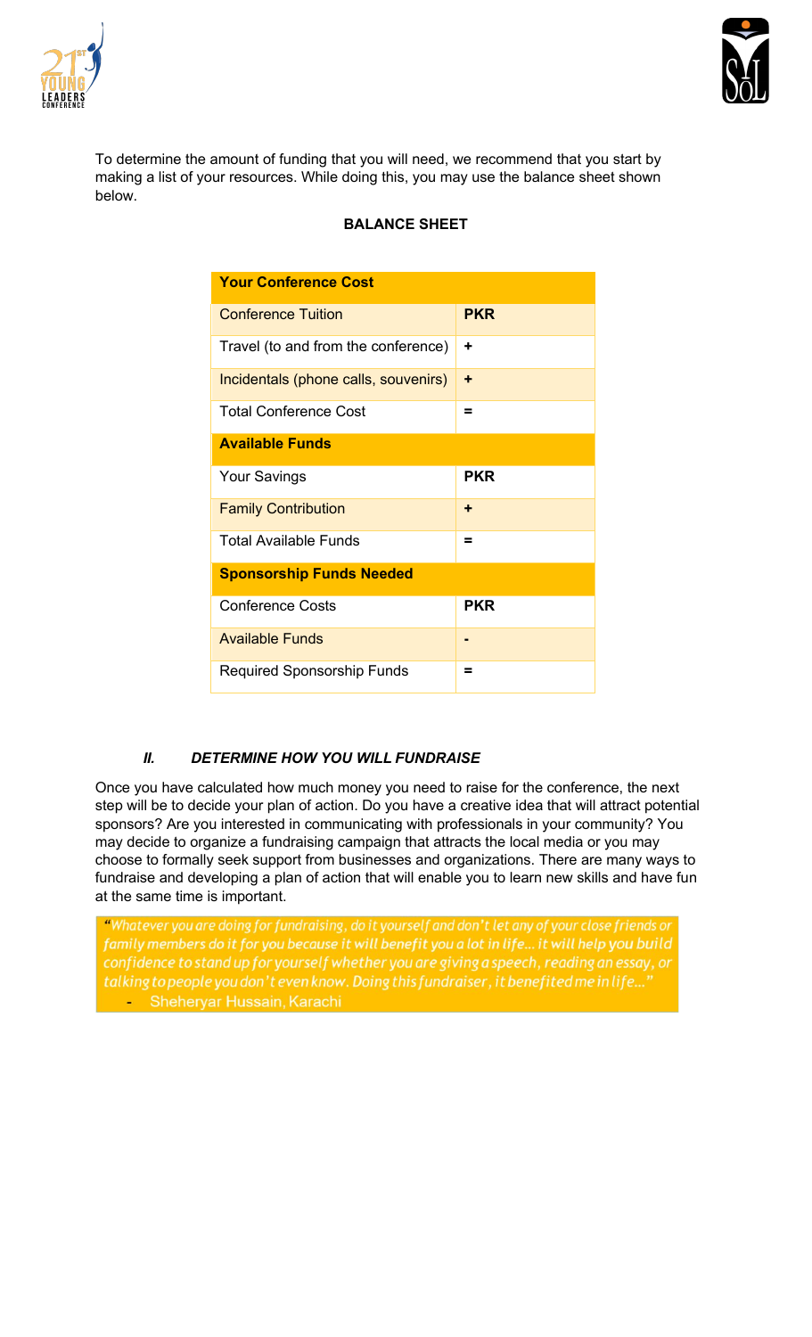To determine the amount of funding that you will need, we recommend that you start by making a list of your resources. While doing this, you may use the balance sheet shown below.

**BALANCE SHEET**

| **Your Conference Cost** | |
|---|---|
| Conference Tuition | **PKR** |
| Travel (to and from the conference) | **+** |
| Incidentals (phone calls, souvenirs) | **+** |
| Total Conference Cost | **=** |
| **Available Funds** | |
| Your Savings | **PKR** |
| Family Contribution | **+** |
| Total Available Funds | **=** |
| **Sponsorship Funds Needed** | |
| Conference Costs | **PKR** |
| Available Funds | **-** |
| Required Sponsorship Funds | **=** |

### ***II. DETERMINE HOW YOU WILL FUNDRAISE***

Once you have calculated how much money you need to raise for the conference, the next step will be to decide your plan of action. Do you have a creative idea that will attract potential sponsors? Are you interested in communicating with professionals in your community? You may decide to organize a fundraising campaign that attracts the local media or you may choose to formally seek support from businesses and organizations. There are many ways to fundraise and developing a plan of action that will enable you to learn new skills and have fun at the same time is important.

> *"Whatever you are doing for fundraising, do it yourself and don't let any of your close friends or family members do it for you because it will benefit you a lot in life… it will help you build confidence to stand up for yourself whether you are giving a speech, reading an essay, or talking to people you don't even know. Doing this fundraiser, it benefited me in life…"*
>
> - Sheheryar Hussain, Karachi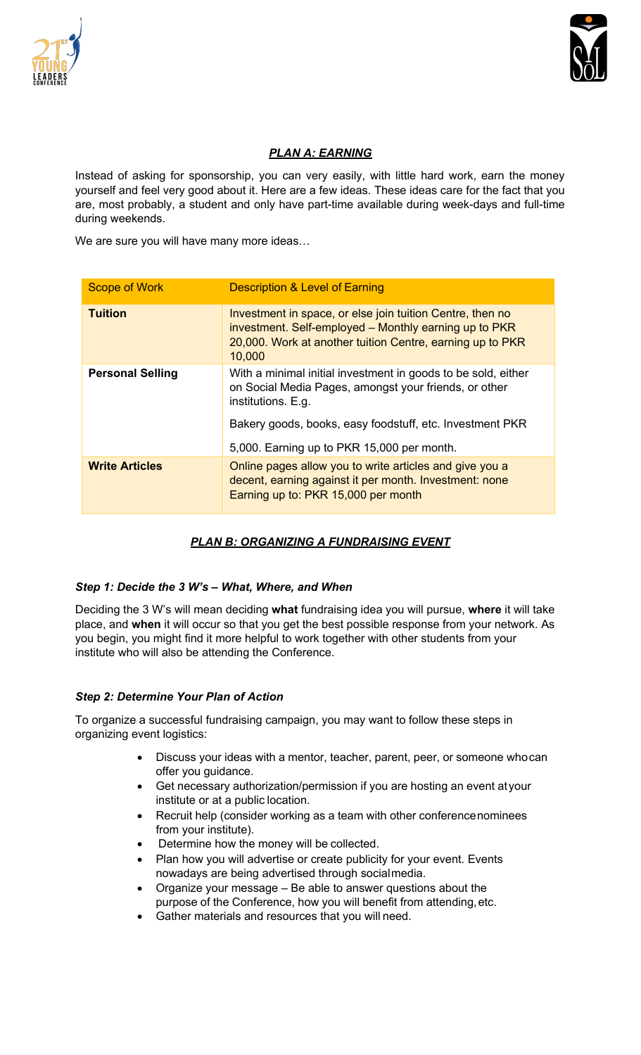## ***PLAN A: EARNING***

Instead of asking for sponsorship, you can very easily, with little hard work, earn the money yourself and feel very good about it. Here are a few ideas. These ideas care for the fact that you are, most probably, a student and only have part-time available during week-days and full-time during weekends.

We are sure you will have many more ideas…

| Scope of Work | Description & Level of Earning |
| --- | --- |
| **Tuition** | Investment in space, or else join tuition Centre, then no investment. Self-employed – Monthly earning up to PKR 20,000. Work at another tuition Centre, earning up to PKR 10,000 |
| **Personal Selling** | With a minimal initial investment in goods to be sold, either on Social Media Pages, amongst your friends, or other institutions. E.g. Bakery goods, books, easy foodstuff, etc. Investment PKR 5,000. Earning up to PKR 15,000 per month. |
| **Write Articles** | Online pages allow you to write articles and give you a decent, earning against it per month. Investment: none Earning up to: PKR 15,000 per month |

## ***PLAN B: ORGANIZING A FUNDRAISING EVENT***

### *Step 1: Decide the 3 W's – What, Where, and When*

Deciding the 3 W's will mean deciding **what** fundraising idea you will pursue, **where** it will take place, and **when** it will occur so that you get the best possible response from your network. As you begin, you might find it more helpful to work together with other students from your institute who will also be attending the Conference.

### *Step 2: Determine Your Plan of Action*

To organize a successful fundraising campaign, you may want to follow these steps in organizing event logistics:

- Discuss your ideas with a mentor, teacher, parent, peer, or someone whocan offer you guidance.
- Get necessary authorization/permission if you are hosting an event atyour institute or at a public location.
- Recruit help (consider working as a team with other conferencenominees from your institute).
- Determine how the money will be collected.
- Plan how you will advertise or create publicity for your event. Events nowadays are being advertised through socialmedia.
- Organize your message – Be able to answer questions about the purpose of the Conference, how you will benefit from attending, etc.
- Gather materials and resources that you will need.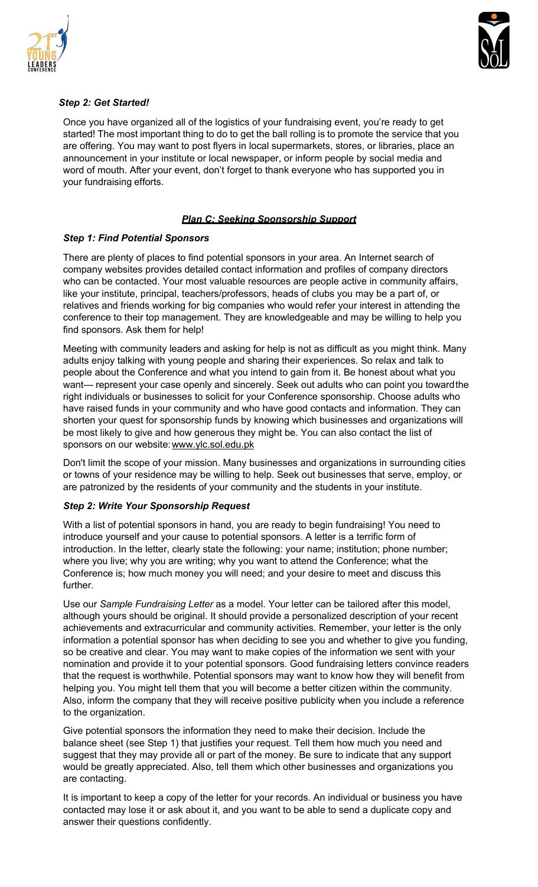### *Step 2: Get Started!*

Once you have organized all of the logistics of your fundraising event, you're ready to get started! The most important thing to do to get the ball rolling is to promote the service that you are offering. You may want to post flyers in local supermarkets, stores, or libraries, place an announcement in your institute or local newspaper, or inform people by social media and word of mouth. After your event, don't forget to thank everyone who has supported you in your fundraising efforts.

## ***Plan C: Seeking Sponsorship Support***

### *Step 1: Find Potential Sponsors*

There are plenty of places to find potential sponsors in your area. An Internet search of company websites provides detailed contact information and profiles of company directors who can be contacted. Your most valuable resources are people active in community affairs, like your institute, principal, teachers/professors, heads of clubs you may be a part of, or relatives and friends working for big companies who would refer your interest in attending the conference to their top management. They are knowledgeable and may be willing to help you find sponsors. Ask them for help!

Meeting with community leaders and asking for help is not as difficult as you might think. Many adults enjoy talking with young people and sharing their experiences. So relax and talk to people about the Conference and what you intend to gain from it. Be honest about what you want— represent your case openly and sincerely. Seek out adults who can point you toward the right individuals or businesses to solicit for your Conference sponsorship. Choose adults who have raised funds in your community and who have good contacts and information. They can shorten your quest for sponsorship funds by knowing which businesses and organizations will be most likely to give and how generous they might be. You can also contact the list of sponsors on our website: www.ylc.sol.edu.pk

Don't limit the scope of your mission. Many businesses and organizations in surrounding cities or towns of your residence may be willing to help. Seek out businesses that serve, employ, or are patronized by the residents of your community and the students in your institute.

### *Step 2: Write Your Sponsorship Request*

With a list of potential sponsors in hand, you are ready to begin fundraising! You need to introduce yourself and your cause to potential sponsors. A letter is a terrific form of introduction. In the letter, clearly state the following: your name; institution; phone number; where you live; why you are writing; why you want to attend the Conference; what the Conference is; how much money you will need; and your desire to meet and discuss this further.

Use our *Sample Fundraising Letter* as a model. Your letter can be tailored after this model, although yours should be original. It should provide a personalized description of your recent achievements and extracurricular and community activities. Remember, your letter is the only information a potential sponsor has when deciding to see you and whether to give you funding, so be creative and clear. You may want to make copies of the information we sent with your nomination and provide it to your potential sponsors. Good fundraising letters convince readers that the request is worthwhile. Potential sponsors may want to know how they will benefit from helping you. You might tell them that you will become a better citizen within the community. Also, inform the company that they will receive positive publicity when you include a reference to the organization.

Give potential sponsors the information they need to make their decision. Include the balance sheet (see Step 1) that justifies your request. Tell them how much you need and suggest that they may provide all or part of the money. Be sure to indicate that any support would be greatly appreciated. Also, tell them which other businesses and organizations you are contacting.

It is important to keep a copy of the letter for your records. An individual or business you have contacted may lose it or ask about it, and you want to be able to send a duplicate copy and answer their questions confidently.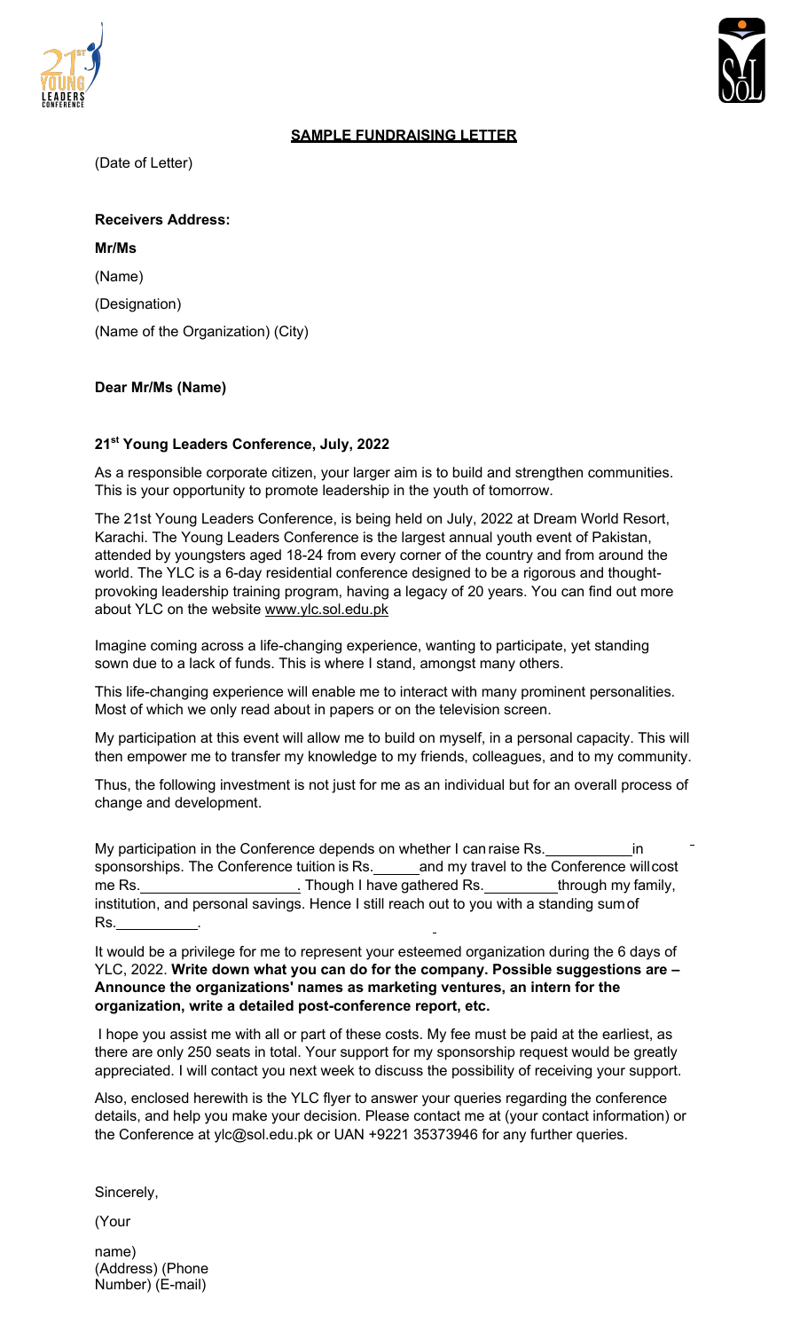**SAMPLE FUNDRAISING LETTER**

(Date of Letter)

**Receivers Address:**

**Mr/Ms**

(Name)

(Designation)

(Name of the Organization) (City)

**Dear Mr/Ms (Name)**

**21st Young Leaders Conference, July, 2022**

As a responsible corporate citizen, your larger aim is to build and strengthen communities. This is your opportunity to promote leadership in the youth of tomorrow.

The 21st Young Leaders Conference, is being held on July, 2022 at Dream World Resort, Karachi. The Young Leaders Conference is the largest annual youth event of Pakistan, attended by youngsters aged 18-24 from every corner of the country and from around the world. The YLC is a 6-day residential conference designed to be a rigorous and thought-provoking leadership training program, having a legacy of 20 years. You can find out more about YLC on the website www.ylc.sol.edu.pk

Imagine coming across a life-changing experience, wanting to participate, yet standing sown due to a lack of funds. This is where I stand, amongst many others.

This life-changing experience will enable me to interact with many prominent personalities. Most of which we only read about in papers or on the television screen.

My participation at this event will allow me to build on myself, in a personal capacity. This will then empower me to transfer my knowledge to my friends, colleagues, and to my community.

Thus, the following investment is not just for me as an individual but for an overall process of change and development.

My participation in the Conference depends on whether I can raise Rs.\_\_\_\_\_\_\_\_\_\_ in sponsorships. The Conference tuition is Rs.\_\_\_\_\_ and my travel to the Conference will cost me Rs.\_\_\_\_\_\_\_\_\_\_\_\_\_\_\_\_\_\_. Though I have gathered Rs.\_\_\_\_\_\_\_\_\_ through my family, institution, and personal savings. Hence I still reach out to you with a standing sum of Rs.\_\_\_\_\_\_\_\_\_\_.

It would be a privilege for me to represent your esteemed organization during the 6 days of YLC, 2022. **Write down what you can do for the company. Possible suggestions are – Announce the organizations' names as marketing ventures, an intern for the organization, write a detailed post-conference report, etc.**

I hope you assist me with all or part of these costs. My fee must be paid at the earliest, as there are only 250 seats in total. Your support for my sponsorship request would be greatly appreciated. I will contact you next week to discuss the possibility of receiving your support.

Also, enclosed herewith is the YLC flyer to answer your queries regarding the conference details, and help you make your decision. Please contact me at (your contact information) or the Conference at ylc@sol.edu.pk or UAN +9221 35373946 for any further queries.

Sincerely,

(Your name)
(Address) (Phone Number) (E-mail)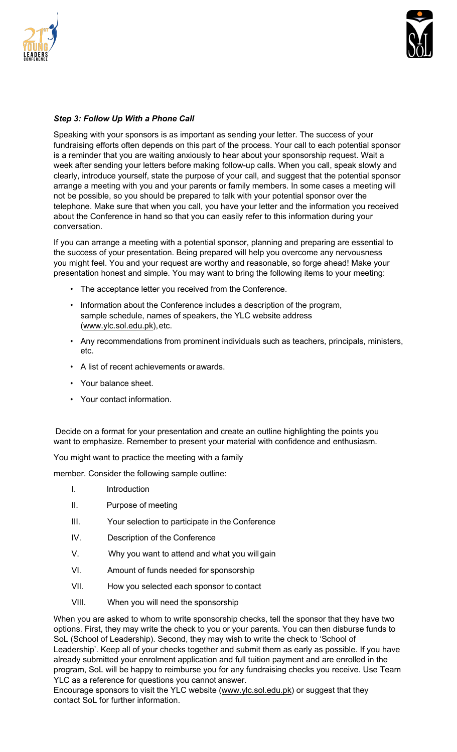***Step 3: Follow Up With a Phone Call***

Speaking with your sponsors is as important as sending your letter. The success of your fundraising efforts often depends on this part of the process. Your call to each potential sponsor is a reminder that you are waiting anxiously to hear about your sponsorship request. Wait a week after sending your letters before making follow-up calls. When you call, speak slowly and clearly, introduce yourself, state the purpose of your call, and suggest that the potential sponsor arrange a meeting with you and your parents or family members. In some cases a meeting will not be possible, so you should be prepared to talk with your potential sponsor over the telephone. Make sure that when you call, you have your letter and the information you received about the Conference in hand so that you can easily refer to this information during your conversation.

If you can arrange a meeting with a potential sponsor, planning and preparing are essential to the success of your presentation. Being prepared will help you overcome any nervousness you might feel. You and your request are worthy and reasonable, so forge ahead! Make your presentation honest and simple. You may want to bring the following items to your meeting:

- The acceptance letter you received from the Conference.
- Information about the Conference includes a description of the program, sample schedule, names of speakers, the YLC website address (www.ylc.sol.edu.pk), etc.
- Any recommendations from prominent individuals such as teachers, principals, ministers, etc.
- A list of recent achievements or awards.
- Your balance sheet.
- Your contact information.

Decide on a format for your presentation and create an outline highlighting the points you want to emphasize. Remember to present your material with confidence and enthusiasm.

You might want to practice the meeting with a family member. Consider the following sample outline:

I. Introduction

II. Purpose of meeting

III. Your selection to participate in the Conference

IV. Description of the Conference

V. Why you want to attend and what you will gain

VI. Amount of funds needed for sponsorship

VII. How you selected each sponsor to contact

VIII. When you will need the sponsorship

When you are asked to whom to write sponsorship checks, tell the sponsor that they have two options. First, they may write the check to you or your parents. You can then disburse funds to SoL (School of Leadership). Second, they may wish to write the check to 'School of Leadership'. Keep all of your checks together and submit them as early as possible. If you have already submitted your enrolment application and full tuition payment and are enrolled in the program, SoL will be happy to reimburse you for any fundraising checks you receive. Use Team YLC as a reference for questions you cannot answer.

Encourage sponsors to visit the YLC website (www.ylc.sol.edu.pk) or suggest that they contact SoL for further information.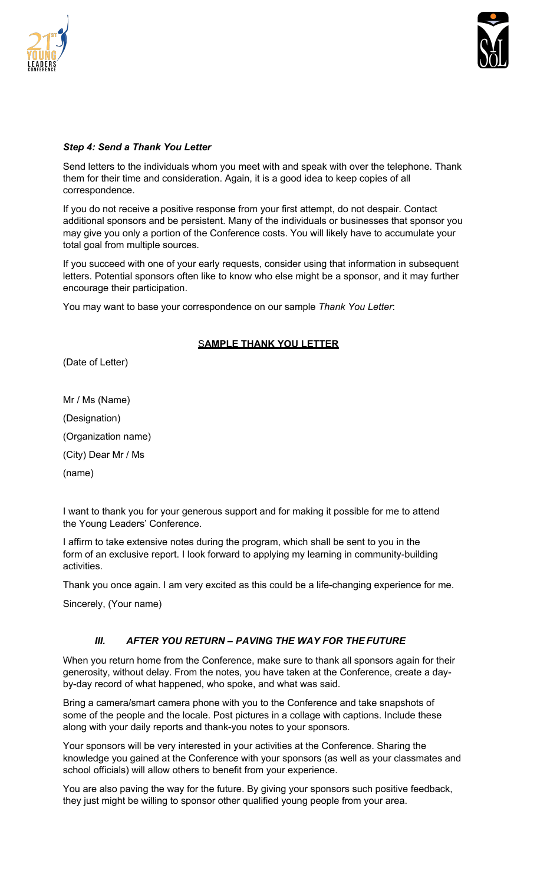***Step 4: Send a Thank You Letter***

Send letters to the individuals whom you meet with and speak with over the telephone. Thank them for their time and consideration. Again, it is a good idea to keep copies of all correspondence.

If you do not receive a positive response from your first attempt, do not despair. Contact additional sponsors and be persistent. Many of the individuals or businesses that sponsor you may give you only a portion of the Conference costs. You will likely have to accumulate your total goal from multiple sources.

If you succeed with one of your early requests, consider using that information in subsequent letters. Potential sponsors often like to know who else might be a sponsor, and it may further encourage their participation.

You may want to base your correspondence on our sample *Thank You Letter*:

**SAMPLE THANK YOU LETTER**

(Date of Letter)

Mr / Ms (Name)

(Designation)

(Organization name)

(City) Dear Mr / Ms

(name)

I want to thank you for your generous support and for making it possible for me to attend the Young Leaders' Conference.

I affirm to take extensive notes during the program, which shall be sent to you in the form of an exclusive report. I look forward to applying my learning in community-building activities.

Thank you once again. I am very excited as this could be a life-changing experience for me.

Sincerely, (Your name)

## *III. AFTER YOU RETURN – PAVING THE WAY FOR THE FUTURE*

When you return home from the Conference, make sure to thank all sponsors again for their generosity, without delay. From the notes, you have taken at the Conference, create a day-by-day record of what happened, who spoke, and what was said.

Bring a camera/smart camera phone with you to the Conference and take snapshots of some of the people and the locale. Post pictures in a collage with captions. Include these along with your daily reports and thank-you notes to your sponsors.

Your sponsors will be very interested in your activities at the Conference. Sharing the knowledge you gained at the Conference with your sponsors (as well as your classmates and school officials) will allow others to benefit from your experience.

You are also paving the way for the future. By giving your sponsors such positive feedback, they just might be willing to sponsor other qualified young people from your area.